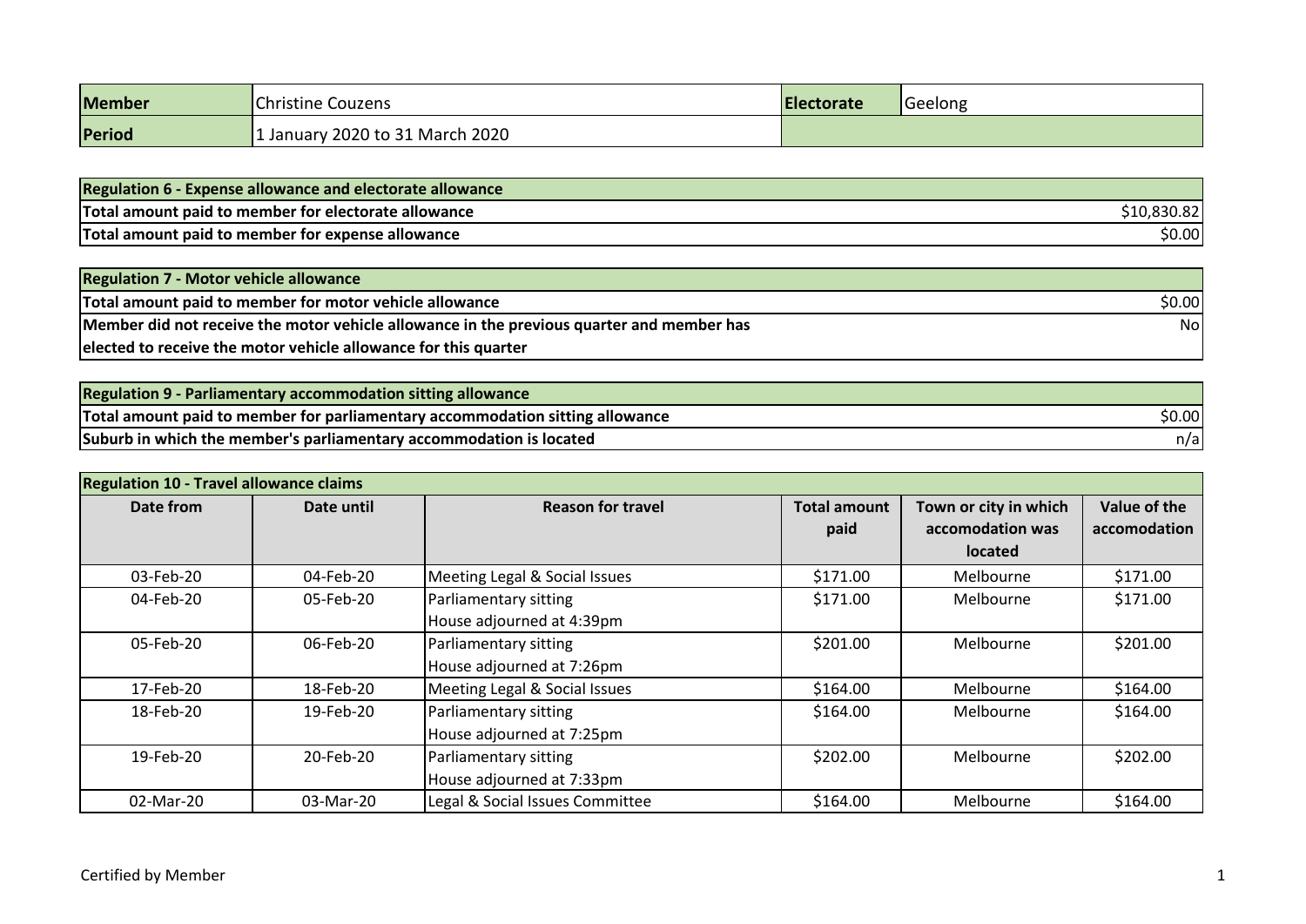| Member | Christine Couzens | Electorate | Geelong |
| --- | --- | --- | --- |
| Period | 1 January 2020 to 31 March 2020 | | |

| Regulation 6 - Expense allowance and electorate allowance | |
| --- | --- |
| Total amount paid to member for electorate allowance | $10,830.82 |
| Total amount paid to member for expense allowance | $0.00 |

| Regulation 7 - Motor vehicle allowance | |
| --- | --- |
| Total amount paid to member for motor vehicle allowance | $0.00 |
| Member did not receive the motor vehicle allowance in the previous quarter and member has elected to receive the motor vehicle allowance for this quarter | No |

| Regulation 9 - Parliamentary accommodation sitting allowance | |
| --- | --- |
| Total amount paid to member for parliamentary accommodation sitting allowance | $0.00 |
| Suburb in which the member's parliamentary accommodation is located | n/a |

**Regulation 10 - Travel allowance claims**

| Date from | Date until | Reason for travel | Total amount paid | Town or city in which accomodation was located | Value of the accomodation |
| --- | --- | --- | --- | --- | --- |
| 03-Feb-20 | 04-Feb-20 | Meeting Legal & Social Issues | $171.00 | Melbourne | $171.00 |
| 04-Feb-20 | 05-Feb-20 | Parliamentary sitting<br>House adjourned at 4:39pm | $171.00 | Melbourne | $171.00 |
| 05-Feb-20 | 06-Feb-20 | Parliamentary sitting<br>House adjourned at 7:26pm | $201.00 | Melbourne | $201.00 |
| 17-Feb-20 | 18-Feb-20 | Meeting Legal & Social Issues | $164.00 | Melbourne | $164.00 |
| 18-Feb-20 | 19-Feb-20 | Parliamentary sitting<br>House adjourned at 7:25pm | $164.00 | Melbourne | $164.00 |
| 19-Feb-20 | 20-Feb-20 | Parliamentary sitting<br>House adjourned at 7:33pm | $202.00 | Melbourne | $202.00 |
| 02-Mar-20 | 03-Mar-20 | Legal & Social Issues Committee | $164.00 | Melbourne | $164.00 |

Certified by Member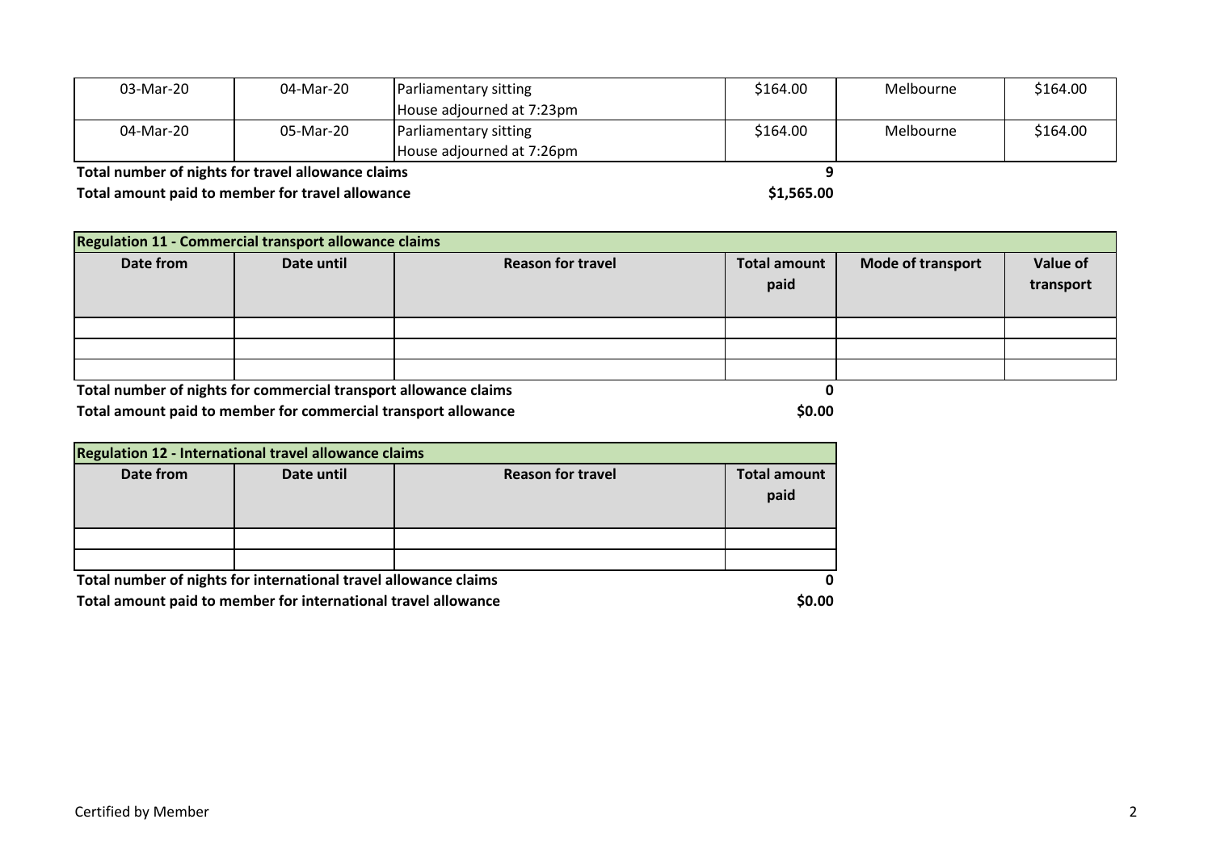| | | | | | |
|---|---|---|---|---|---|
| 03-Mar-20 | 04-Mar-20 | Parliamentary sitting<br>House adjourned at 7:23pm | $164.00 | Melbourne | $164.00 |
| 04-Mar-20 | 05-Mar-20 | Parliamentary sitting<br>House adjourned at 7:26pm | $164.00 | Melbourne | $164.00 |

**Total number of nights for travel allowance claims** **9**

**Total amount paid to member for travel allowance** **$1,565.00**

**Regulation 11 - Commercial transport allowance claims**

| Date from | Date until | Reason for travel | Total amount paid | Mode of transport | Value of transport |
|---|---|---|---|---|---|
| | | | | | |
| | | | | | |
| | | | | | |

**Total number of nights for commercial transport allowance claims** **0**

**Total amount paid to member for commercial transport allowance** **$0.00**

**Regulation 12 - International travel allowance claims**

| Date from | Date until | Reason for travel | Total amount paid |
|---|---|---|---|
| | | | |
| | | | |

**Total number of nights for international travel allowance claims** **0**

**Total amount paid to member for international travel allowance** **$0.00**

Certified by Member